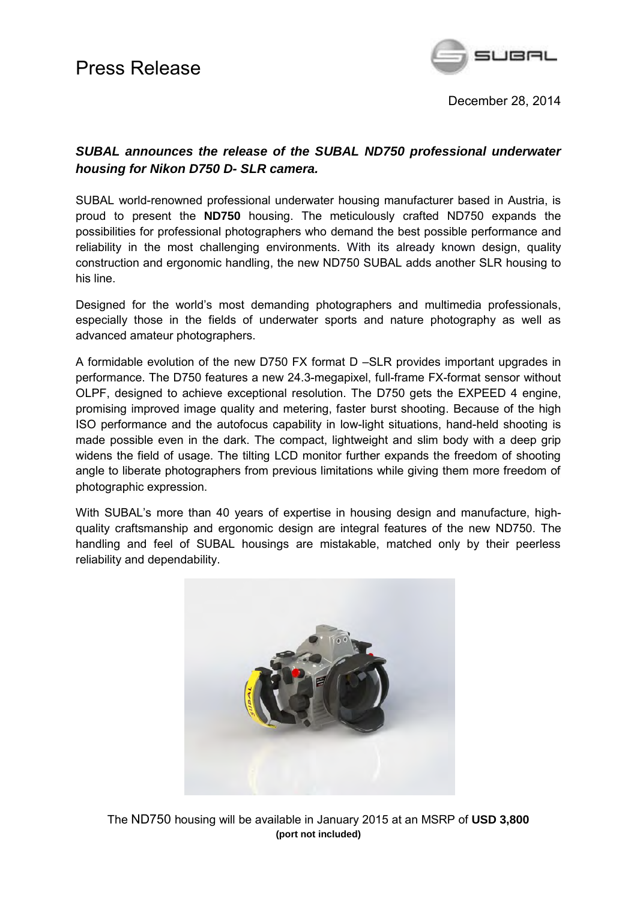# Press Release

December 28, 2014

***SUBAL announces the release of the SUBAL ND750 professional underwater housing for Nikon D750 D- SLR camera.***

SUBAL world-renowned professional underwater housing manufacturer based in Austria, is proud to present the **ND750** housing. The meticulously crafted ND750 expands the possibilities for professional photographers who demand the best possible performance and reliability in the most challenging environments. With its already known design, quality construction and ergonomic handling, the new ND750 SUBAL adds another SLR housing to his line.

Designed for the world's most demanding photographers and multimedia professionals, especially those in the fields of underwater sports and nature photography as well as advanced amateur photographers.

A formidable evolution of the new D750 FX format D –SLR provides important upgrades in performance. The D750 features a new 24.3-megapixel, full-frame FX-format sensor without OLPF, designed to achieve exceptional resolution. The D750 gets the EXPEED 4 engine, promising improved image quality and metering, faster burst shooting. Because of the high ISO performance and the autofocus capability in low-light situations, hand-held shooting is made possible even in the dark. The compact, lightweight and slim body with a deep grip widens the field of usage. The tilting LCD monitor further expands the freedom of shooting angle to liberate photographers from previous limitations while giving them more freedom of photographic expression.

With SUBAL's more than 40 years of expertise in housing design and manufacture, high-quality craftsmanship and ergonomic design are integral features of the new ND750. The handling and feel of SUBAL housings are mistakable, matched only by their peerless reliability and dependability.

The ND750 housing will be available in January 2015 at an MSRP of **USD 3,800**
**(port not included)**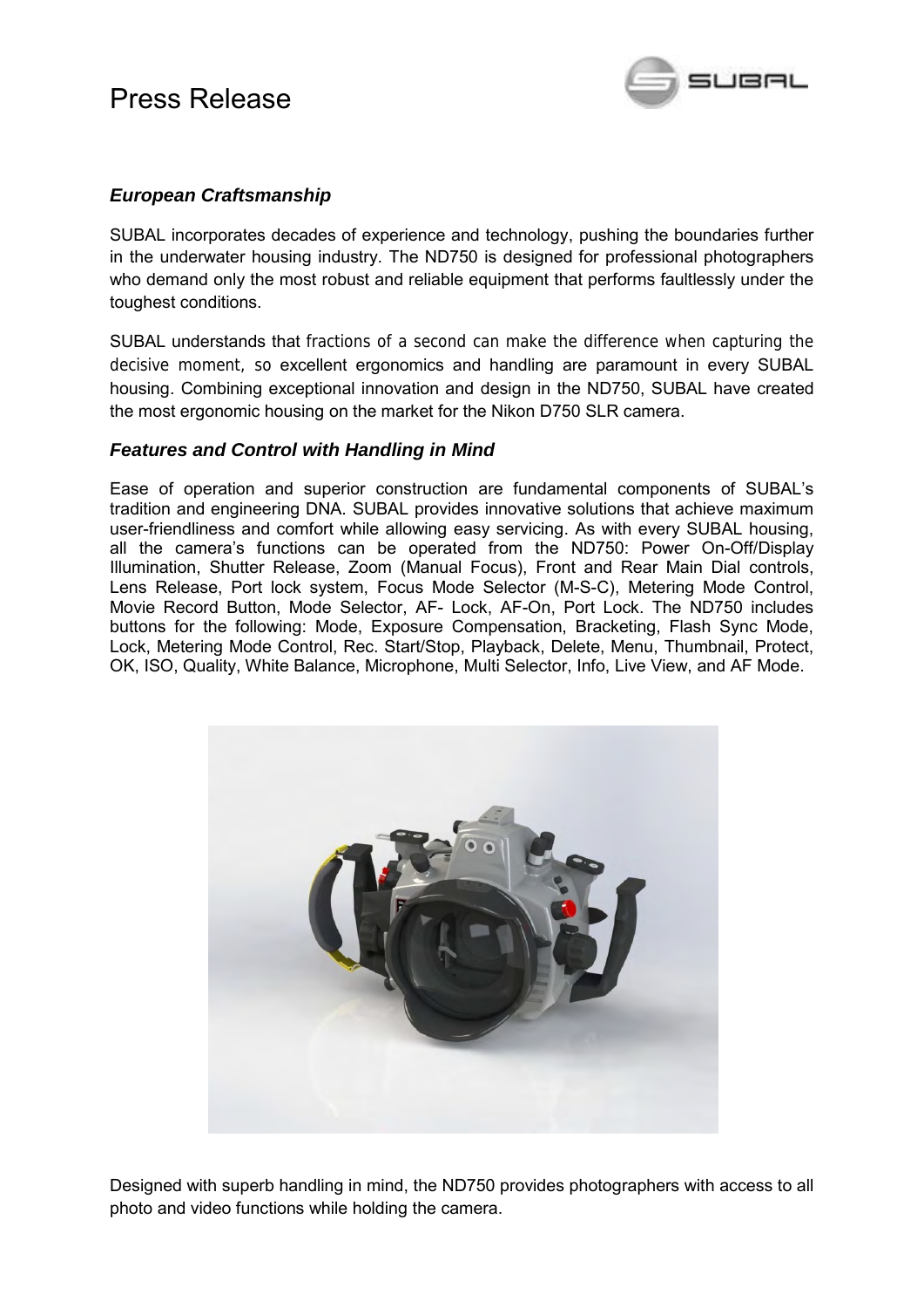# Press Release

### *European Craftsmanship*

SUBAL incorporates decades of experience and technology, pushing the boundaries further in the underwater housing industry. The ND750 is designed for professional photographers who demand only the most robust and reliable equipment that performs faultlessly under the toughest conditions.

SUBAL understands that fractions of a second can make the difference when capturing the decisive moment, so excellent ergonomics and handling are paramount in every SUBAL housing. Combining exceptional innovation and design in the ND750, SUBAL have created the most ergonomic housing on the market for the Nikon D750 SLR camera.

### *Features and Control with Handling in Mind*

Ease of operation and superior construction are fundamental components of SUBAL's tradition and engineering DNA. SUBAL provides innovative solutions that achieve maximum user-friendliness and comfort while allowing easy servicing. As with every SUBAL housing, all the camera's functions can be operated from the ND750: Power On-Off/Display Illumination, Shutter Release, Zoom (Manual Focus), Front and Rear Main Dial controls, Lens Release, Port lock system, Focus Mode Selector (M-S-C), Metering Mode Control, Movie Record Button, Mode Selector, AF- Lock, AF-On, Port Lock. The ND750 includes buttons for the following: Mode, Exposure Compensation, Bracketing, Flash Sync Mode, Lock, Metering Mode Control, Rec. Start/Stop, Playback, Delete, Menu, Thumbnail, Protect, OK, ISO, Quality, White Balance, Microphone, Multi Selector, Info, Live View, and AF Mode.

Designed with superb handling in mind, the ND750 provides photographers with access to all photo and video functions while holding the camera.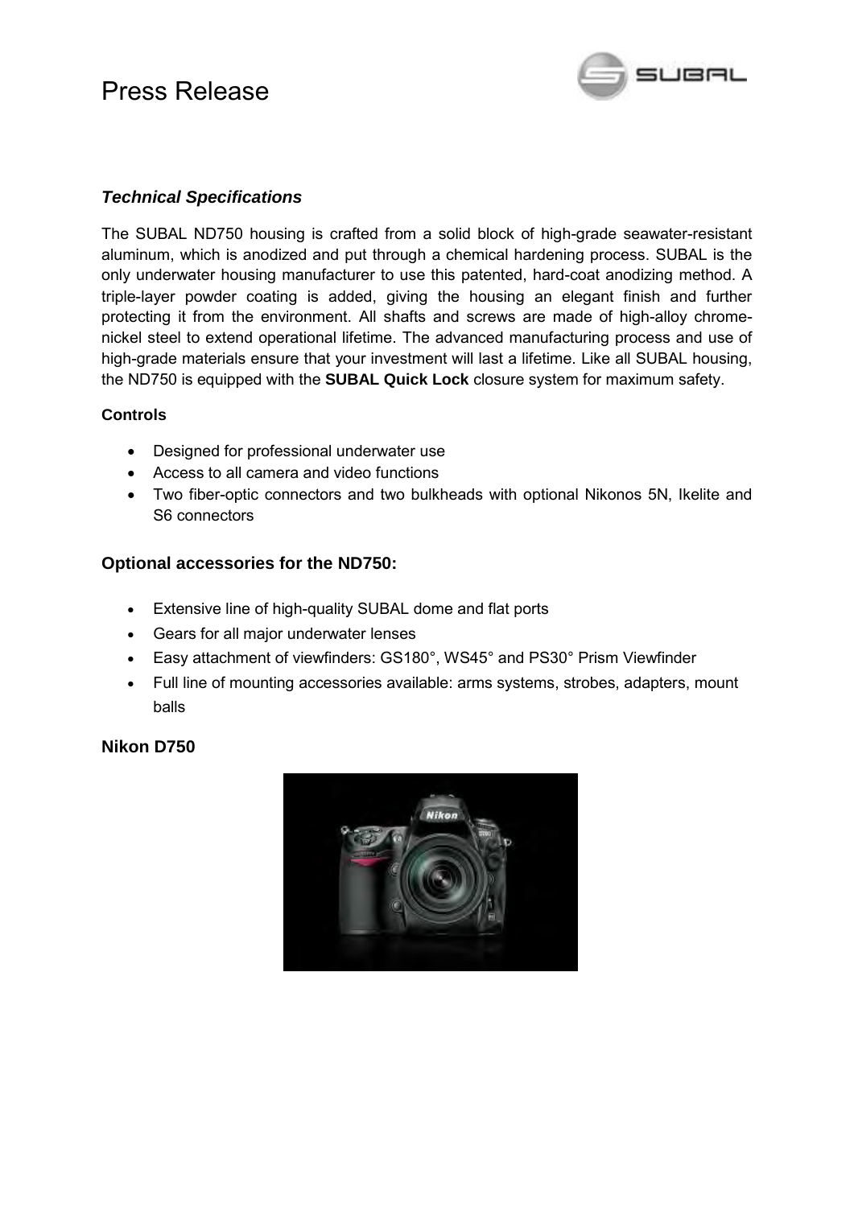# Press Release

### *Technical Specifications*

The SUBAL ND750 housing is crafted from a solid block of high-grade seawater-resistant aluminum, which is anodized and put through a chemical hardening process. SUBAL is the only underwater housing manufacturer to use this patented, hard-coat anodizing method. A triple-layer powder coating is added, giving the housing an elegant finish and further protecting it from the environment. All shafts and screws are made of high-alloy chrome-nickel steel to extend operational lifetime. The advanced manufacturing process and use of high-grade materials ensure that your investment will last a lifetime. Like all SUBAL housing, the ND750 is equipped with the **SUBAL Quick Lock** closure system for maximum safety.

**Controls**

- Designed for professional underwater use
- Access to all camera and video functions
- Two fiber-optic connectors and two bulkheads with optional Nikonos 5N, Ikelite and S6 connectors

### Optional accessories for the ND750:

- Extensive line of high-quality SUBAL dome and flat ports
- Gears for all major underwater lenses
- Easy attachment of viewfinders: GS180°, WS45° and PS30° Prism Viewfinder
- Full line of mounting accessories available: arms systems, strobes, adapters, mount balls

### Nikon D750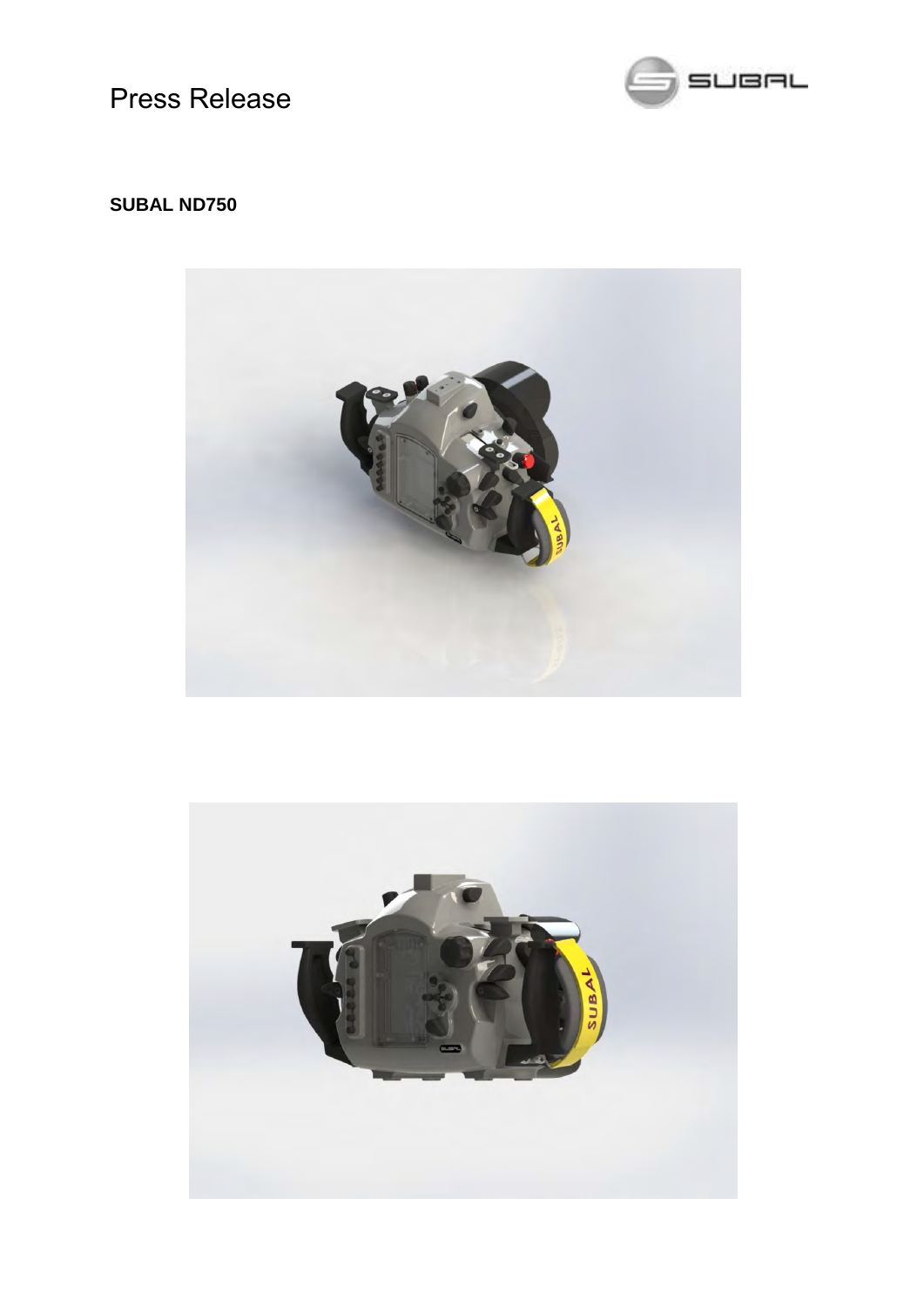Press Release

**SUBAL ND750**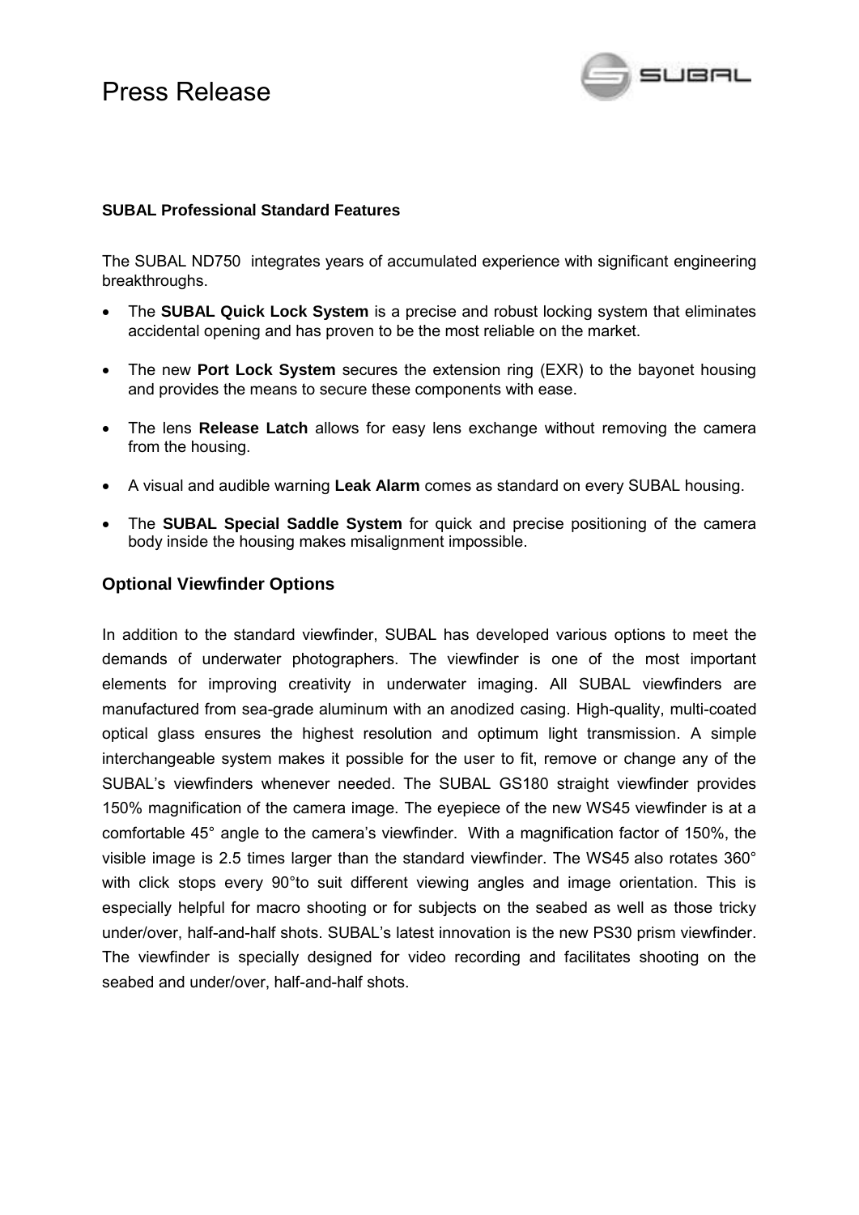# Press Release

**SUBAL Professional Standard Features**

The SUBAL ND750 integrates years of accumulated experience with significant engineering breakthroughs.

- The **SUBAL Quick Lock System** is a precise and robust locking system that eliminates accidental opening and has proven to be the most reliable on the market.
- The new **Port Lock System** secures the extension ring (EXR) to the bayonet housing and provides the means to secure these components with ease.
- The lens **Release Latch** allows for easy lens exchange without removing the camera from the housing.
- A visual and audible warning **Leak Alarm** comes as standard on every SUBAL housing.
- The **SUBAL Special Saddle System** for quick and precise positioning of the camera body inside the housing makes misalignment impossible.

## Optional Viewfinder Options

In addition to the standard viewfinder, SUBAL has developed various options to meet the demands of underwater photographers. The viewfinder is one of the most important elements for improving creativity in underwater imaging. All SUBAL viewfinders are manufactured from sea-grade aluminum with an anodized casing. High-quality, multi-coated optical glass ensures the highest resolution and optimum light transmission. A simple interchangeable system makes it possible for the user to fit, remove or change any of the SUBAL's viewfinders whenever needed. The SUBAL GS180 straight viewfinder provides 150% magnification of the camera image. The eyepiece of the new WS45 viewfinder is at a comfortable 45° angle to the camera's viewfinder. With a magnification factor of 150%, the visible image is 2.5 times larger than the standard viewfinder. The WS45 also rotates 360° with click stops every 90°to suit different viewing angles and image orientation. This is especially helpful for macro shooting or for subjects on the seabed as well as those tricky under/over, half-and-half shots. SUBAL's latest innovation is the new PS30 prism viewfinder. The viewfinder is specially designed for video recording and facilitates shooting on the seabed and under/over, half-and-half shots.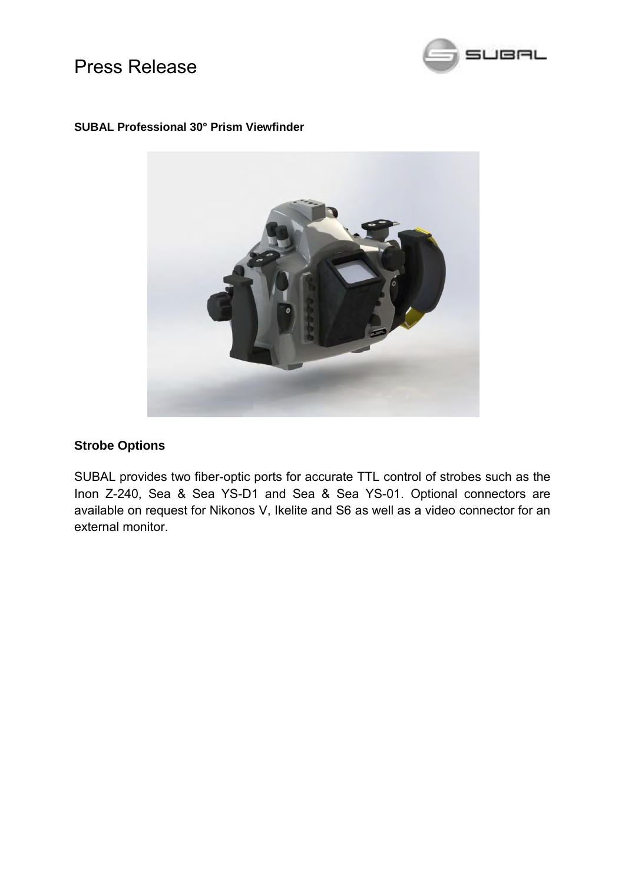**SUBAL Professional 30° Prism Viewfinder**

**Strobe Options**

SUBAL provides two fiber-optic ports for accurate TTL control of strobes such as the Inon Z-240, Sea & Sea YS-D1 and Sea & Sea YS-01. Optional connectors are available on request for Nikonos V, Ikelite and S6 as well as a video connector for an external monitor.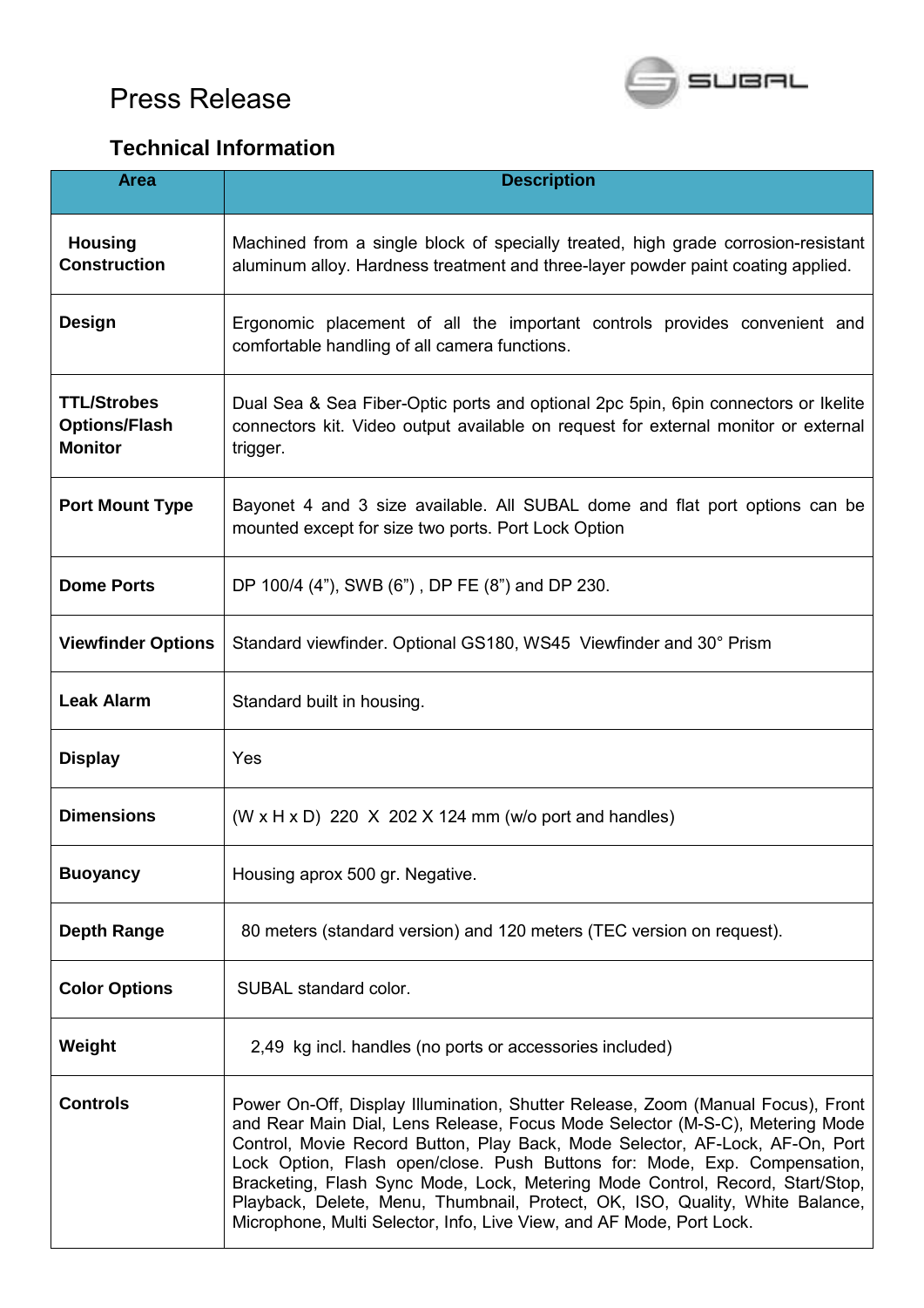# Press Release

## Technical Information

| Area | Description |
|---|---|
| **Housing Construction** | Machined from a single block of specially treated, high grade corrosion-resistant aluminum alloy. Hardness treatment and three-layer powder paint coating applied. |
| **Design** | Ergonomic placement of all the important controls provides convenient and comfortable handling of all camera functions. |
| **TTL/Strobes Options/Flash Monitor** | Dual Sea & Sea Fiber-Optic ports and optional 2pc 5pin, 6pin connectors or Ikelite connectors kit. Video output available on request for external monitor or external trigger. |
| **Port Mount Type** | Bayonet 4 and 3 size available. All SUBAL dome and flat port options can be mounted except for size two ports. Port Lock Option |
| **Dome Ports** | DP 100/4 (4"), SWB (6") , DP FE (8") and DP 230. |
| **Viewfinder Options** | Standard viewfinder. Optional GS180, WS45 Viewfinder and 30° Prism |
| **Leak Alarm** | Standard built in housing. |
| **Display** | Yes |
| **Dimensions** | (W x H x D) 220 X 202 X 124 mm (w/o port and handles) |
| **Buoyancy** | Housing aprox 500 gr. Negative. |
| **Depth Range** | 80 meters (standard version) and 120 meters (TEC version on request). |
| **Color Options** | SUBAL standard color. |
| **Weight** | 2,49 kg incl. handles (no ports or accessories included) |
| **Controls** | Power On-Off, Display Illumination, Shutter Release, Zoom (Manual Focus), Front and Rear Main Dial, Lens Release, Focus Mode Selector (M-S-C), Metering Mode Control, Movie Record Button, Play Back, Mode Selector, AF-Lock, AF-On, Port Lock Option, Flash open/close. Push Buttons for: Mode, Exp. Compensation, Bracketing, Flash Sync Mode, Lock, Metering Mode Control, Record, Start/Stop, Playback, Delete, Menu, Thumbnail, Protect, OK, ISO, Quality, White Balance, Microphone, Multi Selector, Info, Live View, and AF Mode, Port Lock. |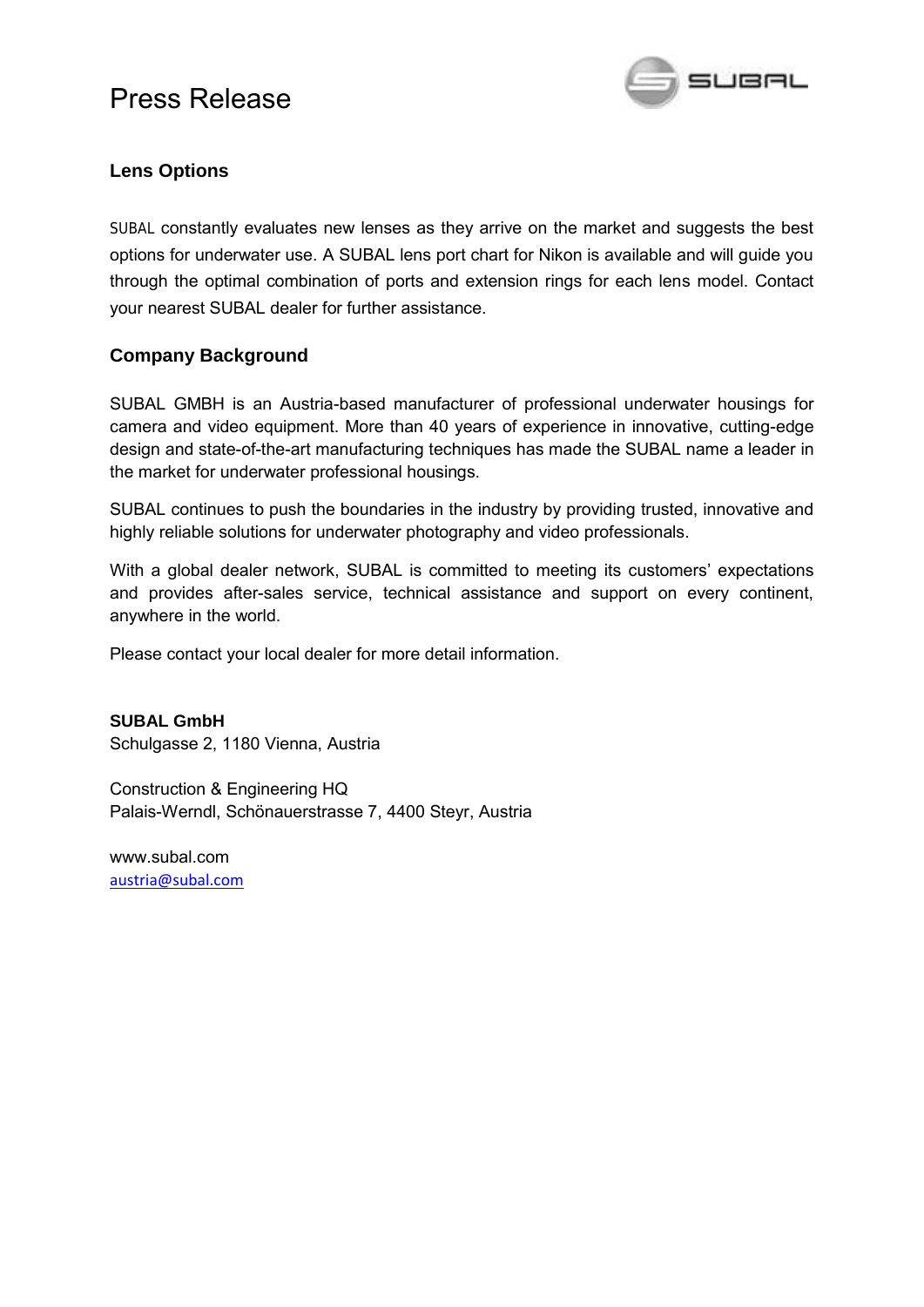## Lens Options

SUBAL constantly evaluates new lenses as they arrive on the market and suggests the best options for underwater use. A SUBAL lens port chart for Nikon is available and will guide you through the optimal combination of ports and extension rings for each lens model. Contact your nearest SUBAL dealer for further assistance.

## Company Background

SUBAL GMBH is an Austria-based manufacturer of professional underwater housings for camera and video equipment. More than 40 years of experience in innovative, cutting-edge design and state-of-the-art manufacturing techniques has made the SUBAL name a leader in the market for underwater professional housings.

SUBAL continues to push the boundaries in the industry by providing trusted, innovative and highly reliable solutions for underwater photography and video professionals.

With a global dealer network, SUBAL is committed to meeting its customers' expectations and provides after-sales service, technical assistance and support on every continent, anywhere in the world.

Please contact your local dealer for more detail information.

**SUBAL GmbH**
Schulgasse 2, 1180 Vienna, Austria

Construction & Engineering HQ
Palais-Werndl, Schönauerstrasse 7, 4400 Steyr, Austria

www.subal.com
austria@subal.com